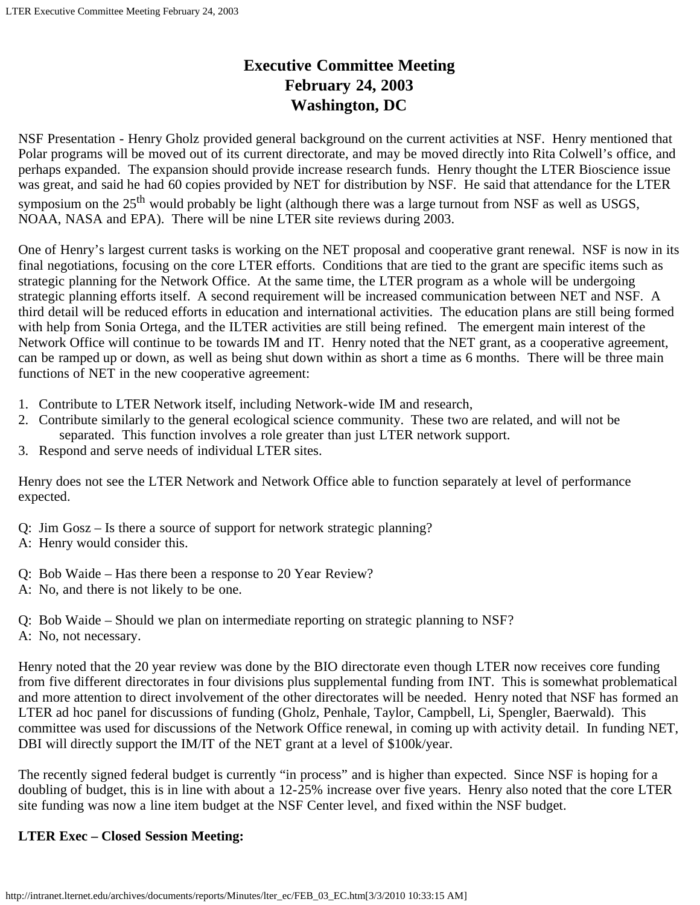# Executive Committee Meeting
# February 24, 2003
# Washington, DC

NSF Presentation - Henry Gholz provided general background on the current activities at NSF. Henry mentioned that Polar programs will be moved out of its current directorate, and may be moved directly into Rita Colwell's office, and perhaps expanded. The expansion should provide increase research funds. Henry thought the LTER Bioscience issue was great, and said he had 60 copies provided by NET for distribution by NSF. He said that attendance for the LTER symposium on the 25th would probably be light (although there was a large turnout from NSF as well as USGS, NOAA, NASA and EPA). There will be nine LTER site reviews during 2003.

One of Henry's largest current tasks is working on the NET proposal and cooperative grant renewal. NSF is now in its final negotiations, focusing on the core LTER efforts. Conditions that are tied to the grant are specific items such as strategic planning for the Network Office. At the same time, the LTER program as a whole will be undergoing strategic planning efforts itself. A second requirement will be increased communication between NET and NSF. A third detail will be reduced efforts in education and international activities. The education plans are still being formed with help from Sonia Ortega, and the ILTER activities are still being refined. The emergent main interest of the Network Office will continue to be towards IM and IT. Henry noted that the NET grant, as a cooperative agreement, can be ramped up or down, as well as being shut down within as short a time as 6 months. There will be three main functions of NET in the new cooperative agreement:

1. Contribute to LTER Network itself, including Network-wide IM and research,
2. Contribute similarly to the general ecological science community. These two are related, and will not be separated. This function involves a role greater than just LTER network support.
3. Respond and serve needs of individual LTER sites.

Henry does not see the LTER Network and Network Office able to function separately at level of performance expected.

Q: Jim Gosz – Is there a source of support for network strategic planning?
A: Henry would consider this.

Q: Bob Waide – Has there been a response to 20 Year Review?
A: No, and there is not likely to be one.

Q: Bob Waide – Should we plan on intermediate reporting on strategic planning to NSF?
A: No, not necessary.

Henry noted that the 20 year review was done by the BIO directorate even though LTER now receives core funding from five different directorates in four divisions plus supplemental funding from INT. This is somewhat problematical and more attention to direct involvement of the other directorates will be needed. Henry noted that NSF has formed an LTER ad hoc panel for discussions of funding (Gholz, Penhale, Taylor, Campbell, Li, Spengler, Baerwald). This committee was used for discussions of the Network Office renewal, in coming up with activity detail. In funding NET, DBI will directly support the IM/IT of the NET grant at a level of $100k/year.

The recently signed federal budget is currently "in process" and is higher than expected. Since NSF is hoping for a doubling of budget, this is in line with about a 12-25% increase over five years. Henry also noted that the core LTER site funding was now a line item budget at the NSF Center level, and fixed within the NSF budget.

**LTER Exec – Closed Session Meeting:**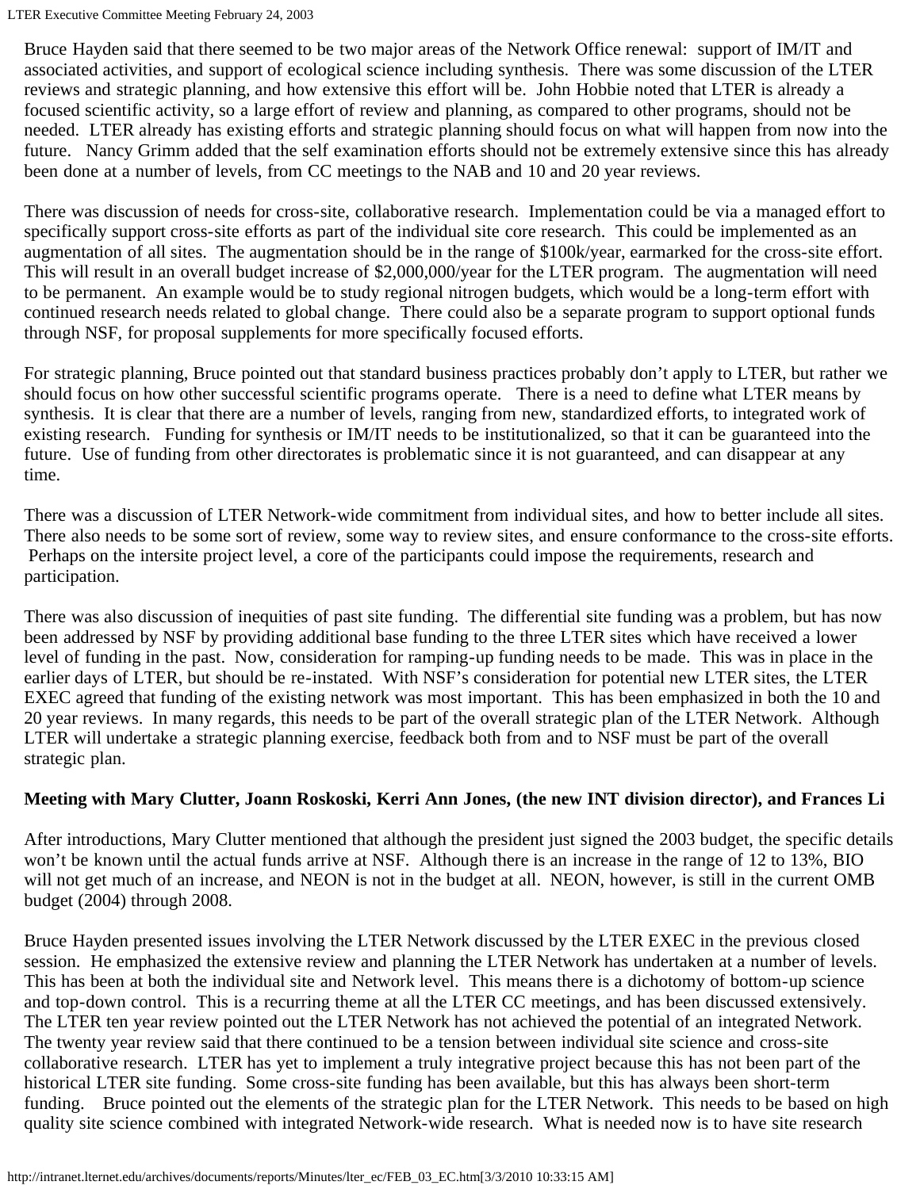Bruce Hayden said that there seemed to be two major areas of the Network Office renewal: support of IM/IT and associated activities, and support of ecological science including synthesis. There was some discussion of the LTER reviews and strategic planning, and how extensive this effort will be. John Hobbie noted that LTER is already a focused scientific activity, so a large effort of review and planning, as compared to other programs, should not be needed. LTER already has existing efforts and strategic planning should focus on what will happen from now into the future. Nancy Grimm added that the self examination efforts should not be extremely extensive since this has already been done at a number of levels, from CC meetings to the NAB and 10 and 20 year reviews.

There was discussion of needs for cross-site, collaborative research. Implementation could be via a managed effort to specifically support cross-site efforts as part of the individual site core research. This could be implemented as an augmentation of all sites. The augmentation should be in the range of $100k/year, earmarked for the cross-site effort. This will result in an overall budget increase of $2,000,000/year for the LTER program. The augmentation will need to be permanent. An example would be to study regional nitrogen budgets, which would be a long-term effort with continued research needs related to global change. There could also be a separate program to support optional funds through NSF, for proposal supplements for more specifically focused efforts.

For strategic planning, Bruce pointed out that standard business practices probably don't apply to LTER, but rather we should focus on how other successful scientific programs operate. There is a need to define what LTER means by synthesis. It is clear that there are a number of levels, ranging from new, standardized efforts, to integrated work of existing research. Funding for synthesis or IM/IT needs to be institutionalized, so that it can be guaranteed into the future. Use of funding from other directorates is problematic since it is not guaranteed, and can disappear at any time.

There was a discussion of LTER Network-wide commitment from individual sites, and how to better include all sites. There also needs to be some sort of review, some way to review sites, and ensure conformance to the cross-site efforts. Perhaps on the intersite project level, a core of the participants could impose the requirements, research and participation.

There was also discussion of inequities of past site funding. The differential site funding was a problem, but has now been addressed by NSF by providing additional base funding to the three LTER sites which have received a lower level of funding in the past. Now, consideration for ramping-up funding needs to be made. This was in place in the earlier days of LTER, but should be re-instated. With NSF's consideration for potential new LTER sites, the LTER EXEC agreed that funding of the existing network was most important. This has been emphasized in both the 10 and 20 year reviews. In many regards, this needs to be part of the overall strategic plan of the LTER Network. Although LTER will undertake a strategic planning exercise, feedback both from and to NSF must be part of the overall strategic plan.

**Meeting with Mary Clutter, Joann Roskoski, Kerri Ann Jones, (the new INT division director), and Frances Li**

After introductions, Mary Clutter mentioned that although the president just signed the 2003 budget, the specific details won't be known until the actual funds arrive at NSF. Although there is an increase in the range of 12 to 13%, BIO will not get much of an increase, and NEON is not in the budget at all. NEON, however, is still in the current OMB budget (2004) through 2008.

Bruce Hayden presented issues involving the LTER Network discussed by the LTER EXEC in the previous closed session. He emphasized the extensive review and planning the LTER Network has undertaken at a number of levels. This has been at both the individual site and Network level. This means there is a dichotomy of bottom-up science and top-down control. This is a recurring theme at all the LTER CC meetings, and has been discussed extensively. The LTER ten year review pointed out the LTER Network has not achieved the potential of an integrated Network. The twenty year review said that there continued to be a tension between individual site science and cross-site collaborative research. LTER has yet to implement a truly integrative project because this has not been part of the historical LTER site funding. Some cross-site funding has been available, but this has always been short-term funding. Bruce pointed out the elements of the strategic plan for the LTER Network. This needs to be based on high quality site science combined with integrated Network-wide research. What is needed now is to have site research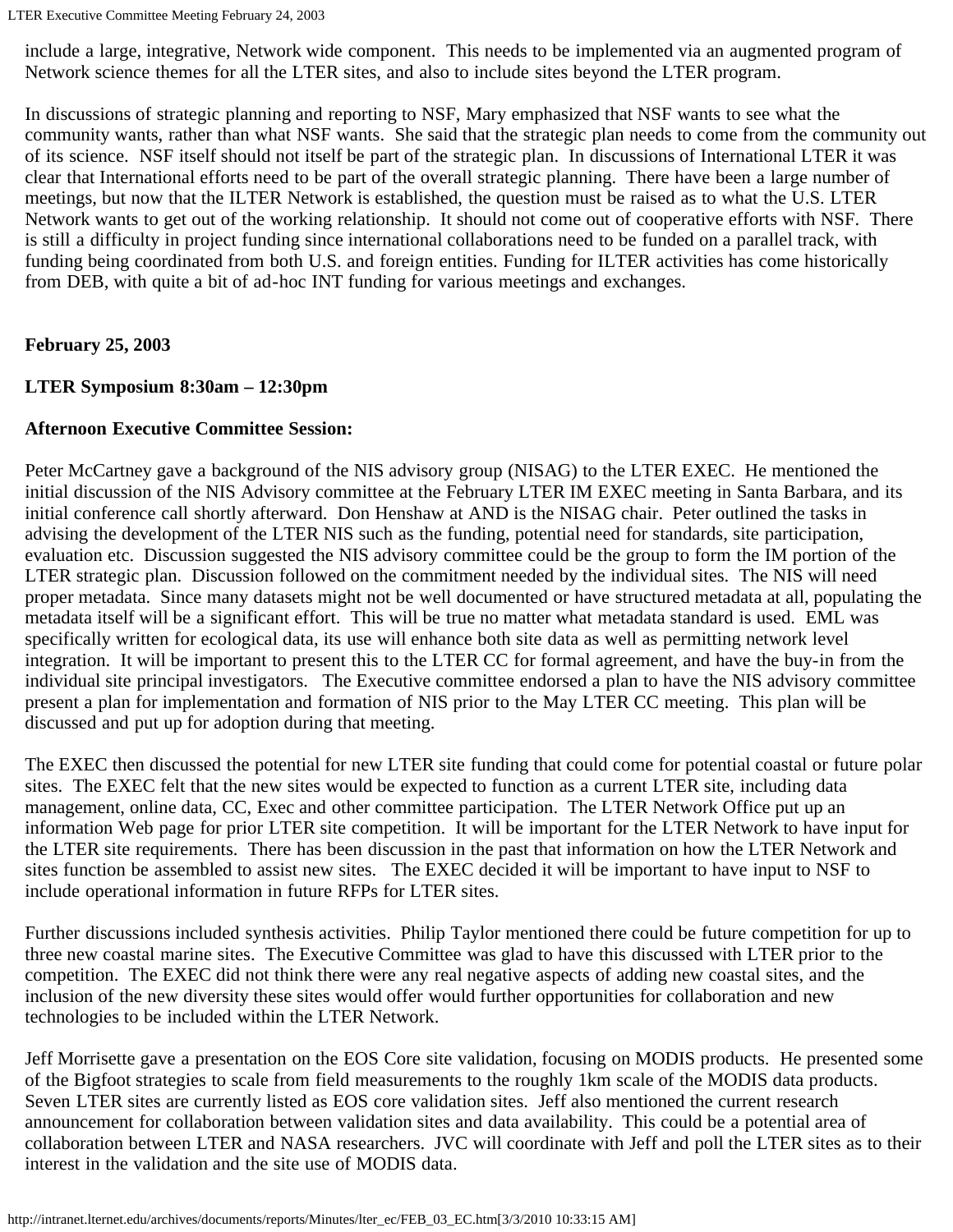include a large, integrative, Network wide component. This needs to be implemented via an augmented program of Network science themes for all the LTER sites, and also to include sites beyond the LTER program.

In discussions of strategic planning and reporting to NSF, Mary emphasized that NSF wants to see what the community wants, rather than what NSF wants. She said that the strategic plan needs to come from the community out of its science. NSF itself should not itself be part of the strategic plan. In discussions of International LTER it was clear that International efforts need to be part of the overall strategic planning. There have been a large number of meetings, but now that the ILTER Network is established, the question must be raised as to what the U.S. LTER Network wants to get out of the working relationship. It should not come out of cooperative efforts with NSF. There is still a difficulty in project funding since international collaborations need to be funded on a parallel track, with funding being coordinated from both U.S. and foreign entities. Funding for ILTER activities has come historically from DEB, with quite a bit of ad-hoc INT funding for various meetings and exchanges.

**February 25, 2003**

**LTER Symposium 8:30am – 12:30pm**

**Afternoon Executive Committee Session:**

Peter McCartney gave a background of the NIS advisory group (NISAG) to the LTER EXEC. He mentioned the initial discussion of the NIS Advisory committee at the February LTER IM EXEC meeting in Santa Barbara, and its initial conference call shortly afterward. Don Henshaw at AND is the NISAG chair. Peter outlined the tasks in advising the development of the LTER NIS such as the funding, potential need for standards, site participation, evaluation etc. Discussion suggested the NIS advisory committee could be the group to form the IM portion of the LTER strategic plan. Discussion followed on the commitment needed by the individual sites. The NIS will need proper metadata. Since many datasets might not be well documented or have structured metadata at all, populating the metadata itself will be a significant effort. This will be true no matter what metadata standard is used. EML was specifically written for ecological data, its use will enhance both site data as well as permitting network level integration. It will be important to present this to the LTER CC for formal agreement, and have the buy-in from the individual site principal investigators. The Executive committee endorsed a plan to have the NIS advisory committee present a plan for implementation and formation of NIS prior to the May LTER CC meeting. This plan will be discussed and put up for adoption during that meeting.

The EXEC then discussed the potential for new LTER site funding that could come for potential coastal or future polar sites. The EXEC felt that the new sites would be expected to function as a current LTER site, including data management, online data, CC, Exec and other committee participation. The LTER Network Office put up an information Web page for prior LTER site competition. It will be important for the LTER Network to have input for the LTER site requirements. There has been discussion in the past that information on how the LTER Network and sites function be assembled to assist new sites. The EXEC decided it will be important to have input to NSF to include operational information in future RFPs for LTER sites.

Further discussions included synthesis activities. Philip Taylor mentioned there could be future competition for up to three new coastal marine sites. The Executive Committee was glad to have this discussed with LTER prior to the competition. The EXEC did not think there were any real negative aspects of adding new coastal sites, and the inclusion of the new diversity these sites would offer would further opportunities for collaboration and new technologies to be included within the LTER Network.

Jeff Morrisette gave a presentation on the EOS Core site validation, focusing on MODIS products. He presented some of the Bigfoot strategies to scale from field measurements to the roughly 1km scale of the MODIS data products. Seven LTER sites are currently listed as EOS core validation sites. Jeff also mentioned the current research announcement for collaboration between validation sites and data availability. This could be a potential area of collaboration between LTER and NASA researchers. JVC will coordinate with Jeff and poll the LTER sites as to their interest in the validation and the site use of MODIS data.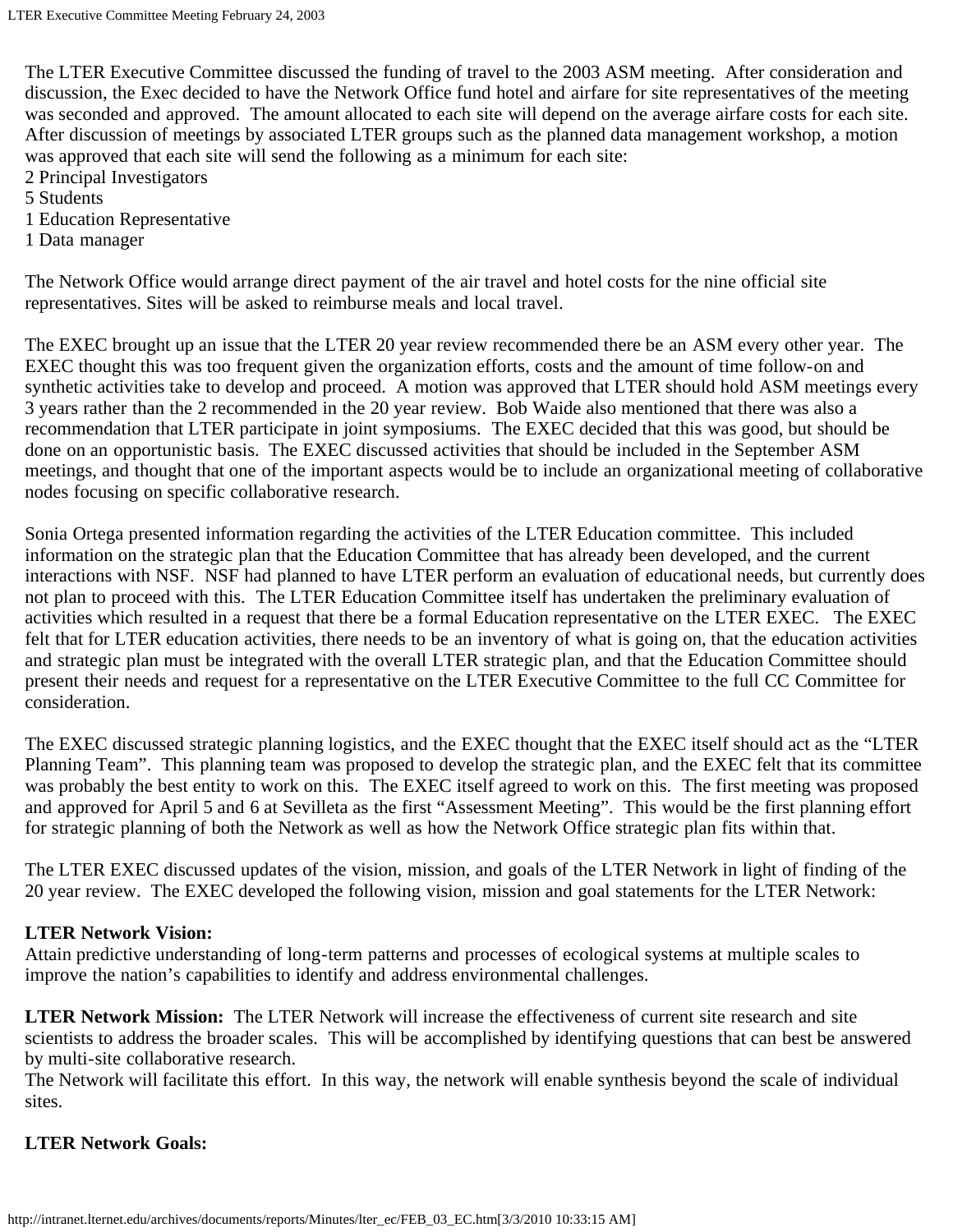The LTER Executive Committee discussed the funding of travel to the 2003 ASM meeting. After consideration and discussion, the Exec decided to have the Network Office fund hotel and airfare for site representatives of the meeting was seconded and approved. The amount allocated to each site will depend on the average airfare costs for each site. After discussion of meetings by associated LTER groups such as the planned data management workshop, a motion was approved that each site will send the following as a minimum for each site:
2 Principal Investigators
5 Students
1 Education Representative
1 Data manager

The Network Office would arrange direct payment of the air travel and hotel costs for the nine official site representatives. Sites will be asked to reimburse meals and local travel.

The EXEC brought up an issue that the LTER 20 year review recommended there be an ASM every other year. The EXEC thought this was too frequent given the organization efforts, costs and the amount of time follow-on and synthetic activities take to develop and proceed. A motion was approved that LTER should hold ASM meetings every 3 years rather than the 2 recommended in the 20 year review. Bob Waide also mentioned that there was also a recommendation that LTER participate in joint symposiums. The EXEC decided that this was good, but should be done on an opportunistic basis. The EXEC discussed activities that should be included in the September ASM meetings, and thought that one of the important aspects would be to include an organizational meeting of collaborative nodes focusing on specific collaborative research.

Sonia Ortega presented information regarding the activities of the LTER Education committee. This included information on the strategic plan that the Education Committee that has already been developed, and the current interactions with NSF. NSF had planned to have LTER perform an evaluation of educational needs, but currently does not plan to proceed with this. The LTER Education Committee itself has undertaken the preliminary evaluation of activities which resulted in a request that there be a formal Education representative on the LTER EXEC. The EXEC felt that for LTER education activities, there needs to be an inventory of what is going on, that the education activities and strategic plan must be integrated with the overall LTER strategic plan, and that the Education Committee should present their needs and request for a representative on the LTER Executive Committee to the full CC Committee for consideration.

The EXEC discussed strategic planning logistics, and the EXEC thought that the EXEC itself should act as the "LTER Planning Team". This planning team was proposed to develop the strategic plan, and the EXEC felt that its committee was probably the best entity to work on this. The EXEC itself agreed to work on this. The first meeting was proposed and approved for April 5 and 6 at Sevilleta as the first "Assessment Meeting". This would be the first planning effort for strategic planning of both the Network as well as how the Network Office strategic plan fits within that.

The LTER EXEC discussed updates of the vision, mission, and goals of the LTER Network in light of finding of the 20 year review. The EXEC developed the following vision, mission and goal statements for the LTER Network:

**LTER Network Vision:**
Attain predictive understanding of long-term patterns and processes of ecological systems at multiple scales to improve the nation's capabilities to identify and address environmental challenges.

**LTER Network Mission:** The LTER Network will increase the effectiveness of current site research and site scientists to address the broader scales. This will be accomplished by identifying questions that can best be answered by multi-site collaborative research.
The Network will facilitate this effort. In this way, the network will enable synthesis beyond the scale of individual sites.

**LTER Network Goals:**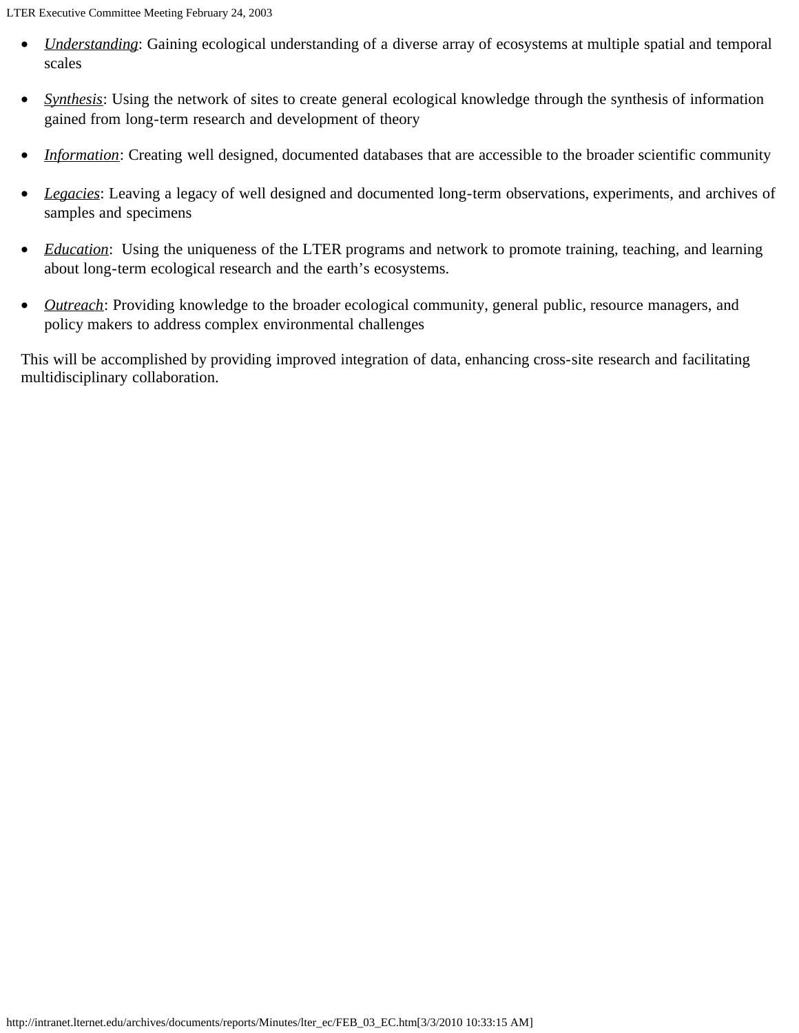- *Understanding*: Gaining ecological understanding of a diverse array of ecosystems at multiple spatial and temporal scales
- *Synthesis*: Using the network of sites to create general ecological knowledge through the synthesis of information gained from long-term research and development of theory
- *Information*: Creating well designed, documented databases that are accessible to the broader scientific community
- *Legacies*: Leaving a legacy of well designed and documented long-term observations, experiments, and archives of samples and specimens
- *Education*: Using the uniqueness of the LTER programs and network to promote training, teaching, and learning about long-term ecological research and the earth's ecosystems.
- *Outreach*: Providing knowledge to the broader ecological community, general public, resource managers, and policy makers to address complex environmental challenges

This will be accomplished by providing improved integration of data, enhancing cross-site research and facilitating multidisciplinary collaboration.